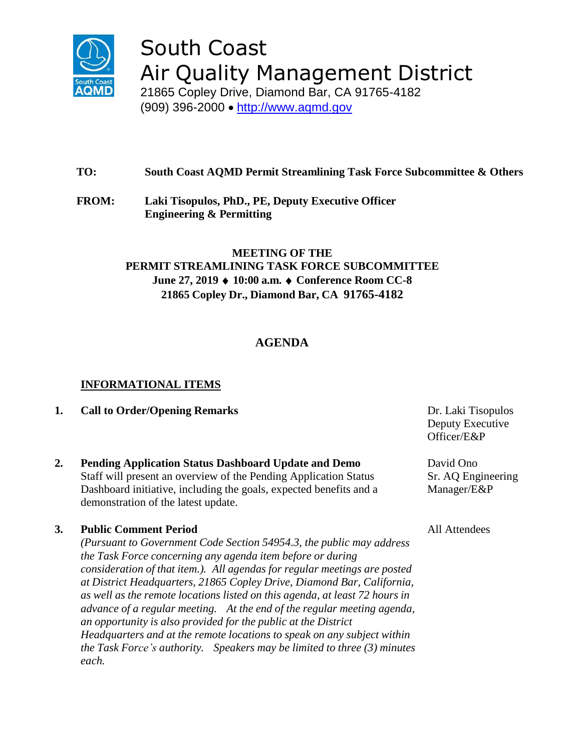# South Coast Air Quality Management District

21865 Copley Drive, Diamond Bar, CA 91765-4182
(909) 396-2000 • http://www.aqmd.gov

**TO:** **South Coast AQMD Permit Streamlining Task Force Subcommittee & Others**

**FROM:** **Laki Tisopulos, PhD., PE, Deputy Executive Officer**
**Engineering & Permitting**

**MEETING OF THE**
**PERMIT STREAMLINING TASK FORCE SUBCOMMITTEE**
**June 27, 2019 ♦ 10:00 a.m. ♦ Conference Room CC-8**
**21865 Copley Dr., Diamond Bar, CA 91765-4182**

## AGENDA

**INFORMATIONAL ITEMS**

1. **Call to Order/Opening Remarks** — Dr. Laki Tisopulos, Deputy Executive Officer/E&P

2. **Pending Application Status Dashboard Update and Demo** — David Ono, Sr. AQ Engineering Manager/E&P
   Staff will present an overview of the Pending Application Status Dashboard initiative, including the goals, expected benefits and a demonstration of the latest update.

3. **Public Comment Period** — All Attendees
   *(Pursuant to Government Code Section 54954.3, the public may address the Task Force concerning any agenda item before or during consideration of that item.). All agendas for regular meetings are posted at District Headquarters, 21865 Copley Drive, Diamond Bar, California, as well as the remote locations listed on this agenda, at least 72 hours in advance of a regular meeting. At the end of the regular meeting agenda, an opportunity is also provided for the public at the District Headquarters and at the remote locations to speak on any subject within the Task Force's authority. Speakers may be limited to three (3) minutes each.*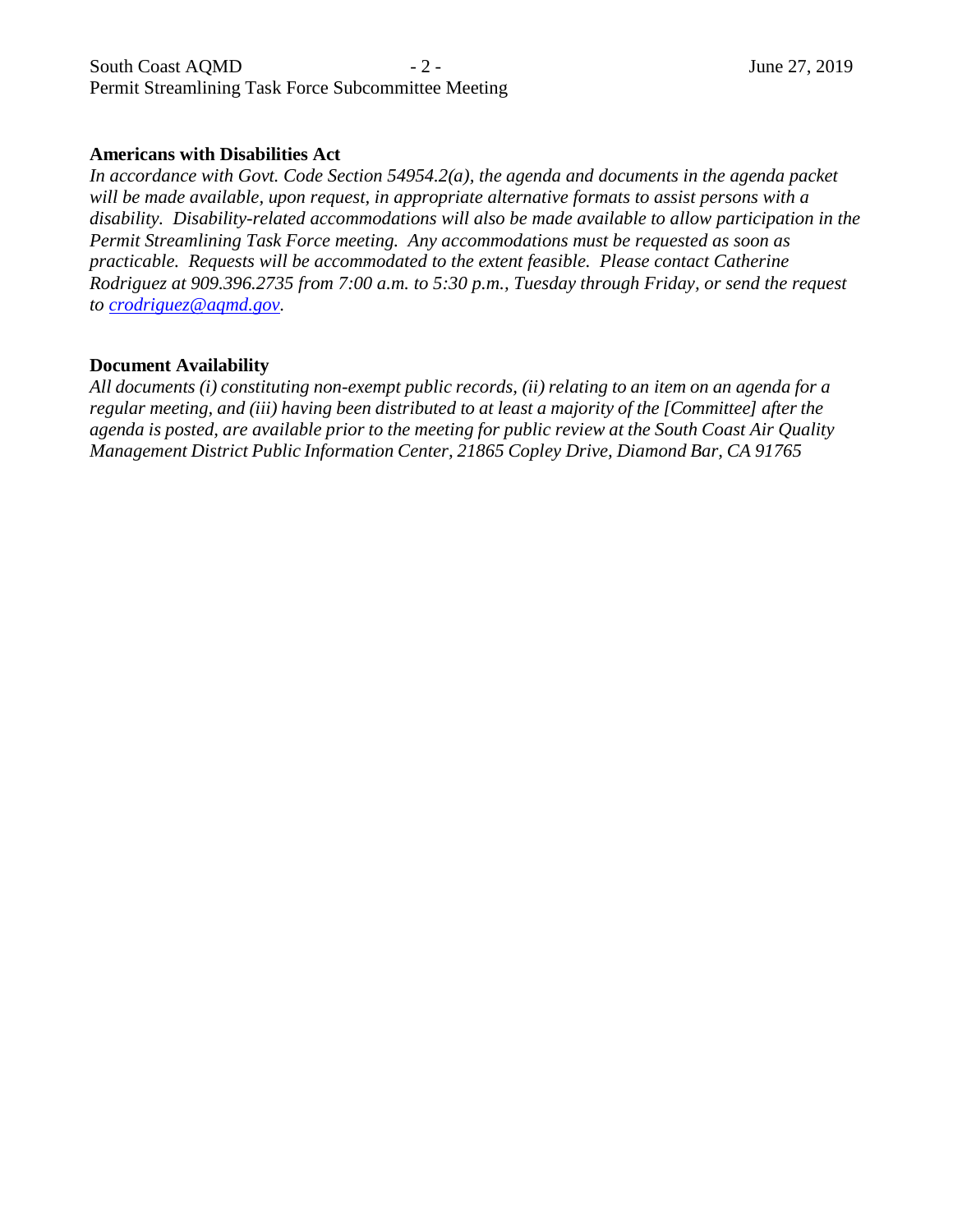**Americans with Disabilities Act**

*In accordance with Govt. Code Section 54954.2(a), the agenda and documents in the agenda packet will be made available, upon request, in appropriate alternative formats to assist persons with a disability. Disability-related accommodations will also be made available to allow participation in the Permit Streamlining Task Force meeting. Any accommodations must be requested as soon as practicable. Requests will be accommodated to the extent feasible. Please contact Catherine Rodriguez at 909.396.2735 from 7:00 a.m. to 5:30 p.m., Tuesday through Friday, or send the request to crodriguez@aqmd.gov.*

**Document Availability**

*All documents (i) constituting non-exempt public records, (ii) relating to an item on an agenda for a regular meeting, and (iii) having been distributed to at least a majority of the [Committee] after the agenda is posted, are available prior to the meeting for public review at the South Coast Air Quality Management District Public Information Center, 21865 Copley Drive, Diamond Bar, CA 91765*